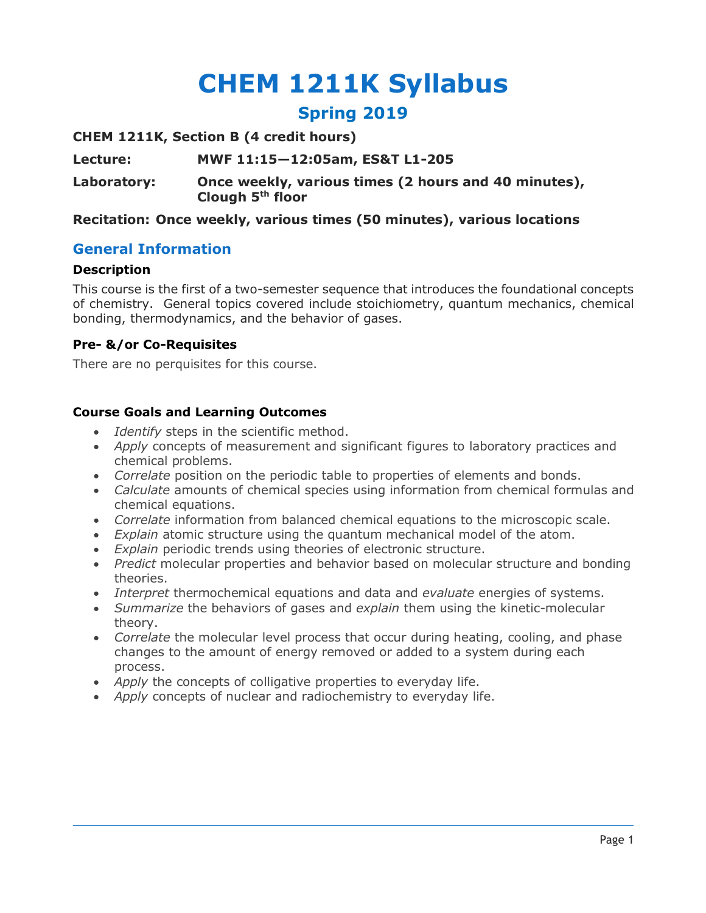# CHEM 1211K Syllabus

## Spring 2019

**CHEM 1211K, Section B (4 credit hours)**

**Lecture:** **MWF 11:15—12:05am, ES&T L1-205**

**Laboratory:** **Once weekly, various times (2 hours and 40 minutes), Clough 5th floor**

**Recitation: Once weekly, various times (50 minutes), various locations**

## General Information

### Description

This course is the first of a two-semester sequence that introduces the foundational concepts of chemistry. General topics covered include stoichiometry, quantum mechanics, chemical bonding, thermodynamics, and the behavior of gases.

### Pre- &/or Co-Requisites

There are no perquisites for this course.

### Course Goals and Learning Outcomes

- *Identify* steps in the scientific method.
- *Apply* concepts of measurement and significant figures to laboratory practices and chemical problems.
- *Correlate* position on the periodic table to properties of elements and bonds.
- *Calculate* amounts of chemical species using information from chemical formulas and chemical equations.
- *Correlate* information from balanced chemical equations to the microscopic scale.
- *Explain* atomic structure using the quantum mechanical model of the atom.
- *Explain* periodic trends using theories of electronic structure.
- *Predict* molecular properties and behavior based on molecular structure and bonding theories.
- *Interpret* thermochemical equations and data and *evaluate* energies of systems.
- *Summarize* the behaviors of gases and *explain* them using the kinetic-molecular theory.
- *Correlate* the molecular level process that occur during heating, cooling, and phase changes to the amount of energy removed or added to a system during each process.
- *Apply* the concepts of colligative properties to everyday life.
- *Apply* concepts of nuclear and radiochemistry to everyday life.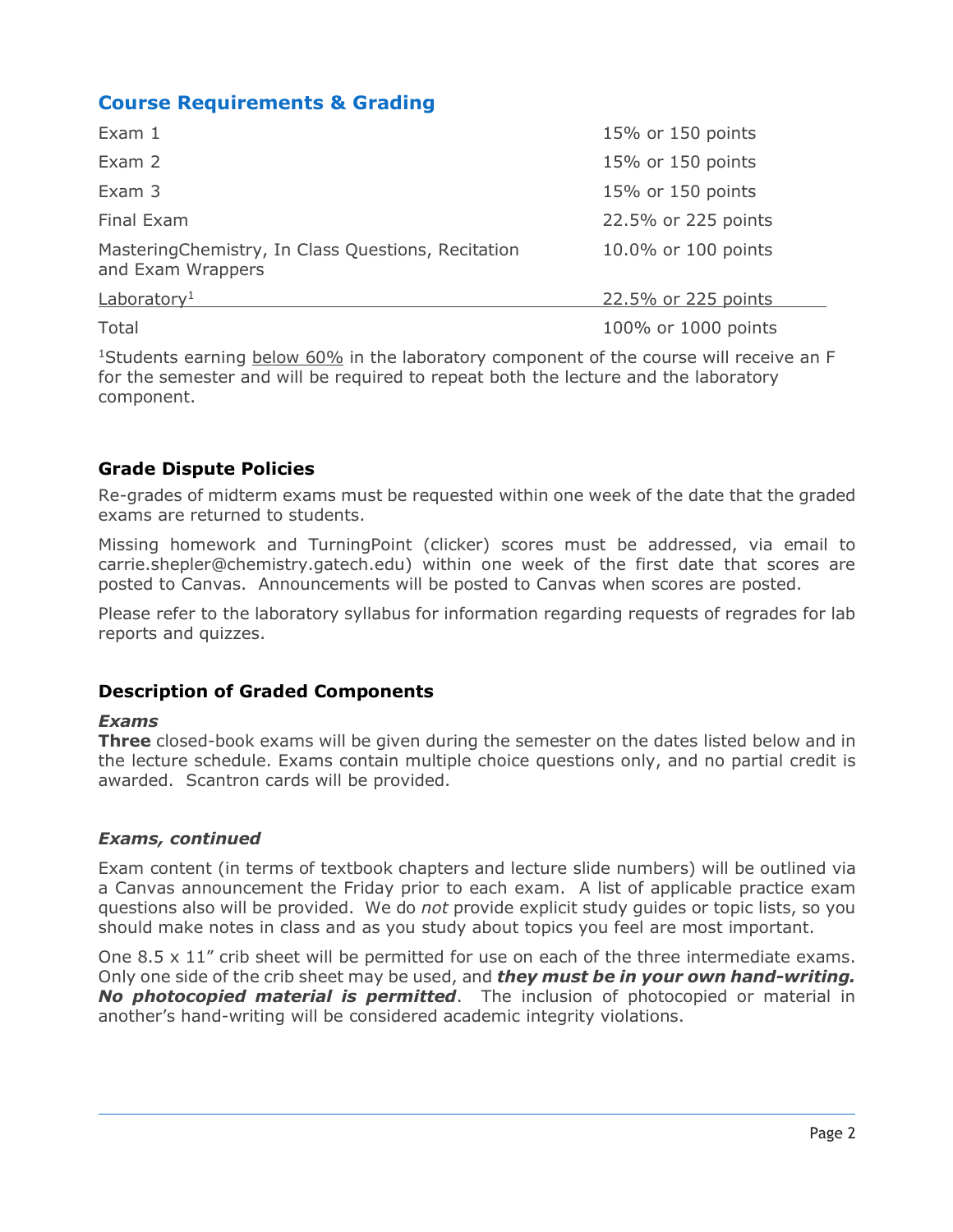## Course Requirements & Grading

| Component | Weight |
|---|---|
| Exam 1 | 15% or 150 points |
| Exam 2 | 15% or 150 points |
| Exam 3 | 15% or 150 points |
| Final Exam | 22.5% or 225 points |
| MasteringChemistry, In Class Questions, Recitation and Exam Wrappers | 10.0% or 100 points |
| Laboratory[1] | 22.5% or 225 points |
| Total | 100% or 1000 points |

[1]Students earning below 60% in the laboratory component of the course will receive an F for the semester and will be required to repeat both the lecture and the laboratory component.

### Grade Dispute Policies

Re-grades of midterm exams must be requested within one week of the date that the graded exams are returned to students.

Missing homework and TurningPoint (clicker) scores must be addressed, via email to carrie.shepler@chemistry.gatech.edu) within one week of the first date that scores are posted to Canvas. Announcements will be posted to Canvas when scores are posted.

Please refer to the laboratory syllabus for information regarding requests of regrades for lab reports and quizzes.

### Description of Graded Components

***Exams***

**Three** closed-book exams will be given during the semester on the dates listed below and in the lecture schedule. Exams contain multiple choice questions only, and no partial credit is awarded. Scantron cards will be provided.

***Exams, continued***

Exam content (in terms of textbook chapters and lecture slide numbers) will be outlined via a Canvas announcement the Friday prior to each exam. A list of applicable practice exam questions also will be provided. We do *not* provide explicit study guides or topic lists, so you should make notes in class and as you study about topics you feel are most important.

One 8.5 x 11" crib sheet will be permitted for use on each of the three intermediate exams. Only one side of the crib sheet may be used, and ***they must be in your own hand-writing. No photocopied material is permitted***. The inclusion of photocopied or material in another's hand-writing will be considered academic integrity violations.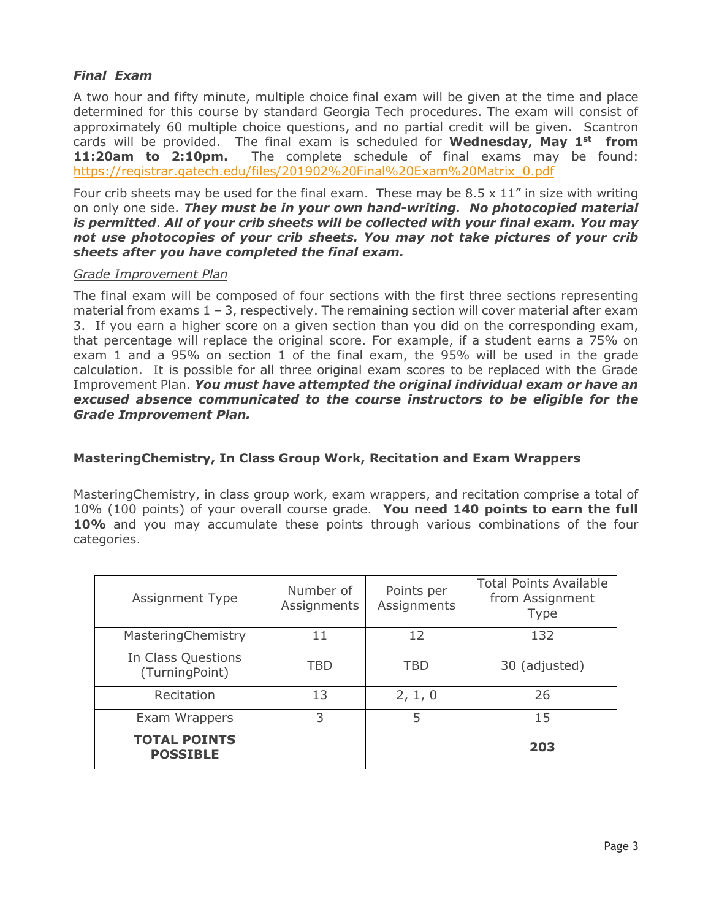### *Final Exam*

A two hour and fifty minute, multiple choice final exam will be given at the time and place determined for this course by standard Georgia Tech procedures. The exam will consist of approximately 60 multiple choice questions, and no partial credit will be given. Scantron cards will be provided. The final exam is scheduled for **Wednesday, May 1st from 11:20am to 2:10pm.** The complete schedule of final exams may be found: https://registrar.gatech.edu/files/201902%20Final%20Exam%20Matrix_0.pdf

Four crib sheets may be used for the final exam. These may be 8.5 x 11" in size with writing on only one side. ***They must be in your own hand-writing. No photocopied material is permitted***. ***All of your crib sheets will be collected with your final exam. You may not use photocopies of your crib sheets. You may not take pictures of your crib sheets after you have completed the final exam.***

*Grade Improvement Plan*

The final exam will be composed of four sections with the first three sections representing material from exams 1 – 3, respectively. The remaining section will cover material after exam 3. If you earn a higher score on a given section than you did on the corresponding exam, that percentage will replace the original score. For example, if a student earns a 75% on exam 1 and a 95% on section 1 of the final exam, the 95% will be used in the grade calculation. It is possible for all three original exam scores to be replaced with the Grade Improvement Plan. ***You must have attempted the original individual exam or have an excused absence communicated to the course instructors to be eligible for the Grade Improvement Plan.***

### MasteringChemistry, In Class Group Work, Recitation and Exam Wrappers

MasteringChemistry, in class group work, exam wrappers, and recitation comprise a total of 10% (100 points) of your overall course grade. **You need 140 points to earn the full 10%** and you may accumulate these points through various combinations of the four categories.

| Assignment Type | Number of Assignments | Points per Assignments | Total Points Available from Assignment Type |
|---|---|---|---|
| MasteringChemistry | 11 | 12 | 132 |
| In Class Questions (TurningPoint) | TBD | TBD | 30 (adjusted) |
| Recitation | 13 | 2, 1, 0 | 26 |
| Exam Wrappers | 3 | 5 | 15 |
| **TOTAL POINTS POSSIBLE** | | | **203** |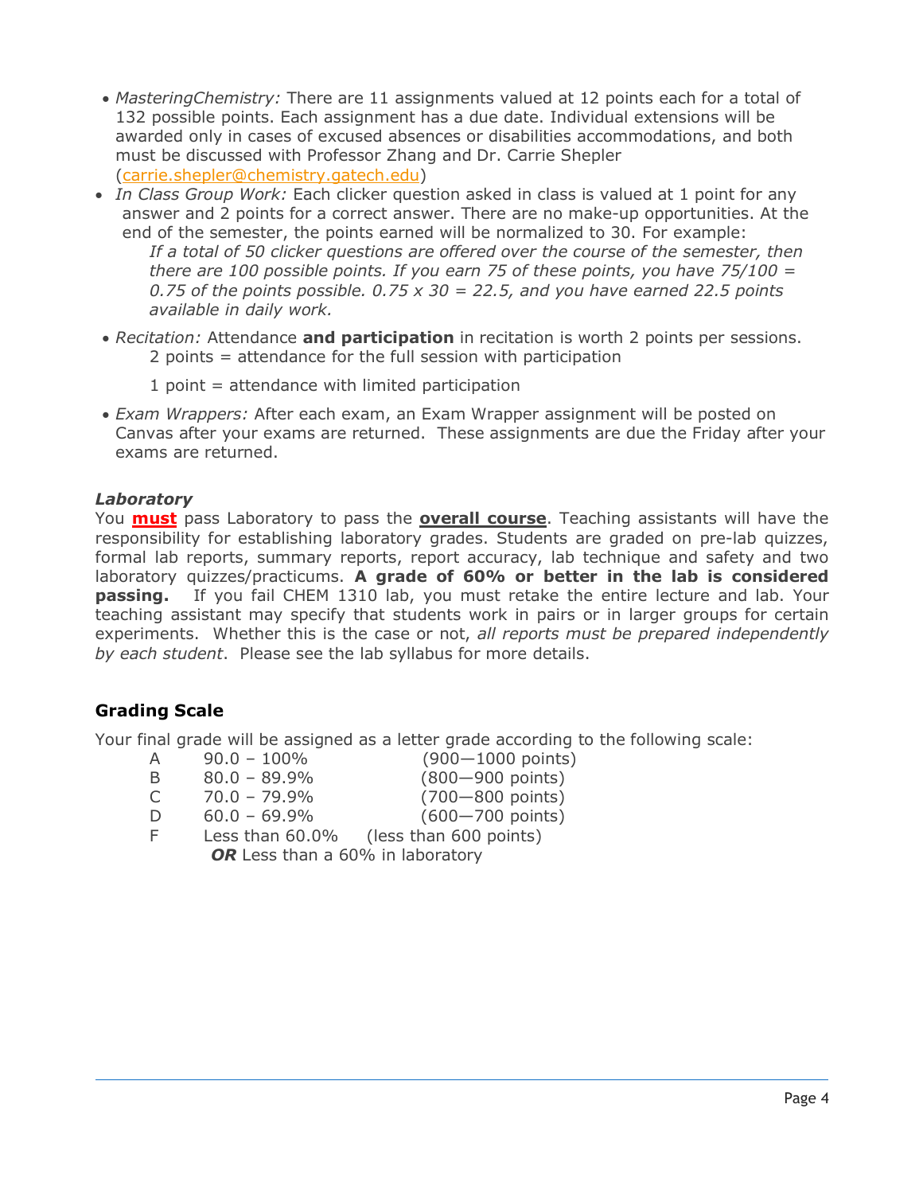- *MasteringChemistry:* There are 11 assignments valued at 12 points each for a total of 132 possible points. Each assignment has a due date. Individual extensions will be awarded only in cases of excused absences or disabilities accommodations, and both must be discussed with Professor Zhang and Dr. Carrie Shepler (carrie.shepler@chemistry.gatech.edu)
- *In Class Group Work:* Each clicker question asked in class is valued at 1 point for any answer and 2 points for a correct answer. There are no make-up opportunities. At the end of the semester, the points earned will be normalized to 30. For example:
  *If a total of 50 clicker questions are offered over the course of the semester, then there are 100 possible points. If you earn 75 of these points, you have 75/100 = 0.75 of the points possible. 0.75 x 30 = 22.5, and you have earned 22.5 points available in daily work.*
- *Recitation:* Attendance **and participation** in recitation is worth 2 points per sessions.
  2 points = attendance for the full session with participation

  1 point = attendance with limited participation
- *Exam Wrappers:* After each exam, an Exam Wrapper assignment will be posted on Canvas after your exams are returned. These assignments are due the Friday after your exams are returned.

### *Laboratory*

You **must** pass Laboratory to pass the **overall course**. Teaching assistants will have the responsibility for establishing laboratory grades. Students are graded on pre-lab quizzes, formal lab reports, summary reports, report accuracy, lab technique and safety and two laboratory quizzes/practicums. **A grade of 60% or better in the lab is considered passing.** If you fail CHEM 1310 lab, you must retake the entire lecture and lab. Your teaching assistant may specify that students work in pairs or in larger groups for certain experiments. Whether this is the case or not, *all reports must be prepared independently by each student*. Please see the lab syllabus for more details.

## Grading Scale

Your final grade will be assigned as a letter grade according to the following scale:

| Grade | Percentage | Points |
|---|---|---|
| A | 90.0 – 100% | (900—1000 points) |
| B | 80.0 – 89.9% | (800—900 points) |
| C | 70.0 – 79.9% | (700—800 points) |
| D | 60.0 – 69.9% | (600—700 points) |
| F | Less than 60.0% | (less than 600 points) |
| | ***OR*** Less than a 60% in laboratory | |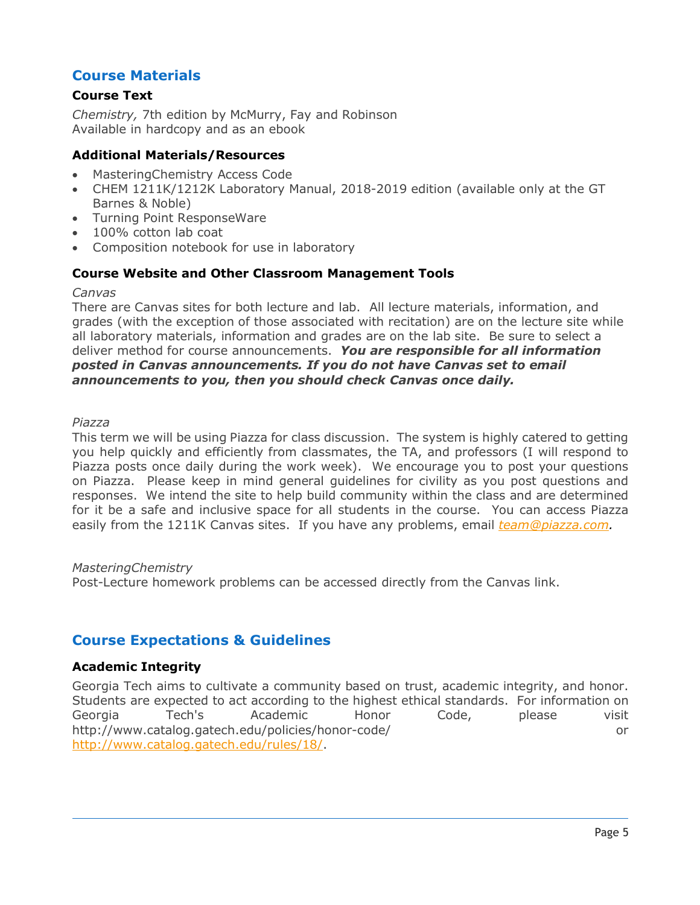## Course Materials

### Course Text

*Chemistry,* 7th edition by McMurry, Fay and Robinson
Available in hardcopy and as an ebook

### Additional Materials/Resources

- MasteringChemistry Access Code
- CHEM 1211K/1212K Laboratory Manual, 2018-2019 edition (available only at the GT Barnes & Noble)
- Turning Point ResponseWare
- 100% cotton lab coat
- Composition notebook for use in laboratory

### Course Website and Other Classroom Management Tools

*Canvas*

There are Canvas sites for both lecture and lab. All lecture materials, information, and grades (with the exception of those associated with recitation) are on the lecture site while all laboratory materials, information and grades are on the lab site. Be sure to select a deliver method for course announcements. ***You are responsible for all information posted in Canvas announcements. If you do not have Canvas set to email announcements to you, then you should check Canvas once daily.***

*Piazza*

This term we will be using Piazza for class discussion. The system is highly catered to getting you help quickly and efficiently from classmates, the TA, and professors (I will respond to Piazza posts once daily during the work week). We encourage you to post your questions on Piazza. Please keep in mind general guidelines for civility as you post questions and responses. We intend the site to help build community within the class and are determined for it be a safe and inclusive space for all students in the course. You can access Piazza easily from the 1211K Canvas sites. If you have any problems, email *team@piazza.com.*

*MasteringChemistry*

Post-Lecture homework problems can be accessed directly from the Canvas link.

## Course Expectations & Guidelines

### Academic Integrity

Georgia Tech aims to cultivate a community based on trust, academic integrity, and honor. Students are expected to act according to the highest ethical standards. For information on Georgia Tech's Academic Honor Code, please visit http://www.catalog.gatech.edu/policies/honor-code/ or http://www.catalog.gatech.edu/rules/18/.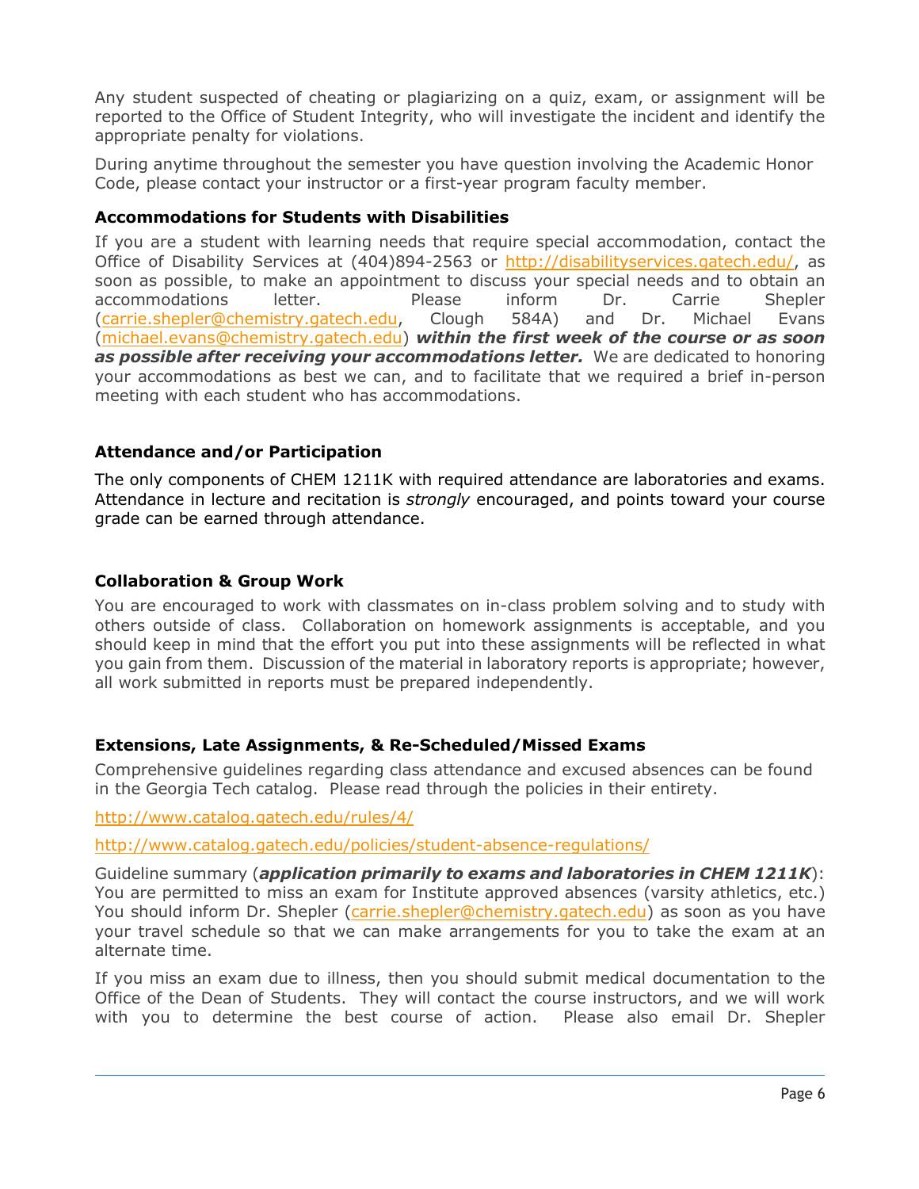Any student suspected of cheating or plagiarizing on a quiz, exam, or assignment will be reported to the Office of Student Integrity, who will investigate the incident and identify the appropriate penalty for violations.

During anytime throughout the semester you have question involving the Academic Honor Code, please contact your instructor or a first-year program faculty member.

### Accommodations for Students with Disabilities

If you are a student with learning needs that require special accommodation, contact the Office of Disability Services at (404)894-2563 or http://disabilityservices.gatech.edu/, as soon as possible, to make an appointment to discuss your special needs and to obtain an accommodations letter. Please inform Dr. Carrie Shepler (carrie.shepler@chemistry.gatech.edu, Clough 584A) and Dr. Michael Evans (michael.evans@chemistry.gatech.edu) ***within the first week of the course or as soon as possible after receiving your accommodations letter.*** We are dedicated to honoring your accommodations as best we can, and to facilitate that we required a brief in-person meeting with each student who has accommodations.

### Attendance and/or Participation

The only components of CHEM 1211K with required attendance are laboratories and exams. Attendance in lecture and recitation is *strongly* encouraged, and points toward your course grade can be earned through attendance.

### Collaboration & Group Work

You are encouraged to work with classmates on in-class problem solving and to study with others outside of class. Collaboration on homework assignments is acceptable, and you should keep in mind that the effort you put into these assignments will be reflected in what you gain from them. Discussion of the material in laboratory reports is appropriate; however, all work submitted in reports must be prepared independently.

### Extensions, Late Assignments, & Re-Scheduled/Missed Exams

Comprehensive guidelines regarding class attendance and excused absences can be found in the Georgia Tech catalog. Please read through the policies in their entirety.

http://www.catalog.gatech.edu/rules/4/

http://www.catalog.gatech.edu/policies/student-absence-regulations/

Guideline summary (***application primarily to exams and laboratories in CHEM 1211K***): You are permitted to miss an exam for Institute approved absences (varsity athletics, etc.) You should inform Dr. Shepler (carrie.shepler@chemistry.gatech.edu) as soon as you have your travel schedule so that we can make arrangements for you to take the exam at an alternate time.

If you miss an exam due to illness, then you should submit medical documentation to the Office of the Dean of Students. They will contact the course instructors, and we will work with you to determine the best course of action. Please also email Dr. Shepler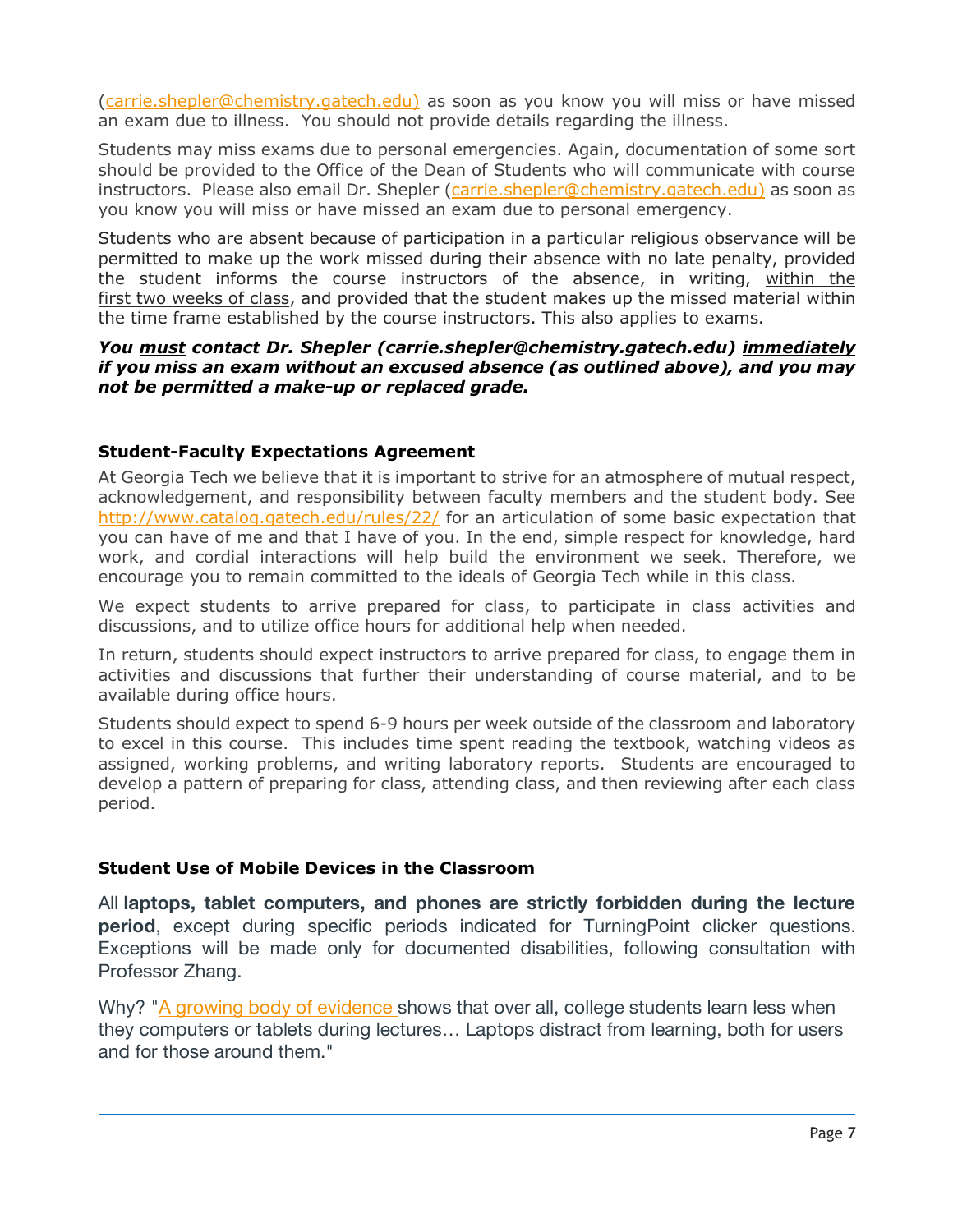(carrie.shepler@chemistry.gatech.edu) as soon as you know you will miss or have missed an exam due to illness. You should not provide details regarding the illness.

Students may miss exams due to personal emergencies. Again, documentation of some sort should be provided to the Office of the Dean of Students who will communicate with course instructors. Please also email Dr. Shepler (carrie.shepler@chemistry.gatech.edu) as soon as you know you will miss or have missed an exam due to personal emergency.

Students who are absent because of participation in a particular religious observance will be permitted to make up the work missed during their absence with no late penalty, provided the student informs the course instructors of the absence, in writing, within the first two weeks of class, and provided that the student makes up the missed material within the time frame established by the course instructors. This also applies to exams.

***You must contact Dr. Shepler (carrie.shepler@chemistry.gatech.edu) immediately if you miss an exam without an excused absence (as outlined above), and you may not be permitted a make-up or replaced grade.***

### Student-Faculty Expectations Agreement

At Georgia Tech we believe that it is important to strive for an atmosphere of mutual respect, acknowledgement, and responsibility between faculty members and the student body. See http://www.catalog.gatech.edu/rules/22/ for an articulation of some basic expectation that you can have of me and that I have of you. In the end, simple respect for knowledge, hard work, and cordial interactions will help build the environment we seek. Therefore, we encourage you to remain committed to the ideals of Georgia Tech while in this class.

We expect students to arrive prepared for class, to participate in class activities and discussions, and to utilize office hours for additional help when needed.

In return, students should expect instructors to arrive prepared for class, to engage them in activities and discussions that further their understanding of course material, and to be available during office hours.

Students should expect to spend 6-9 hours per week outside of the classroom and laboratory to excel in this course. This includes time spent reading the textbook, watching videos as assigned, working problems, and writing laboratory reports. Students are encouraged to develop a pattern of preparing for class, attending class, and then reviewing after each class period.

### Student Use of Mobile Devices in the Classroom

All **laptops, tablet computers, and phones are strictly forbidden during the lecture period**, except during specific periods indicated for TurningPoint clicker questions. Exceptions will be made only for documented disabilities, following consultation with Professor Zhang.

Why? "A growing body of evidence shows that over all, college students learn less when they computers or tablets during lectures… Laptops distract from learning, both for users and for those around them."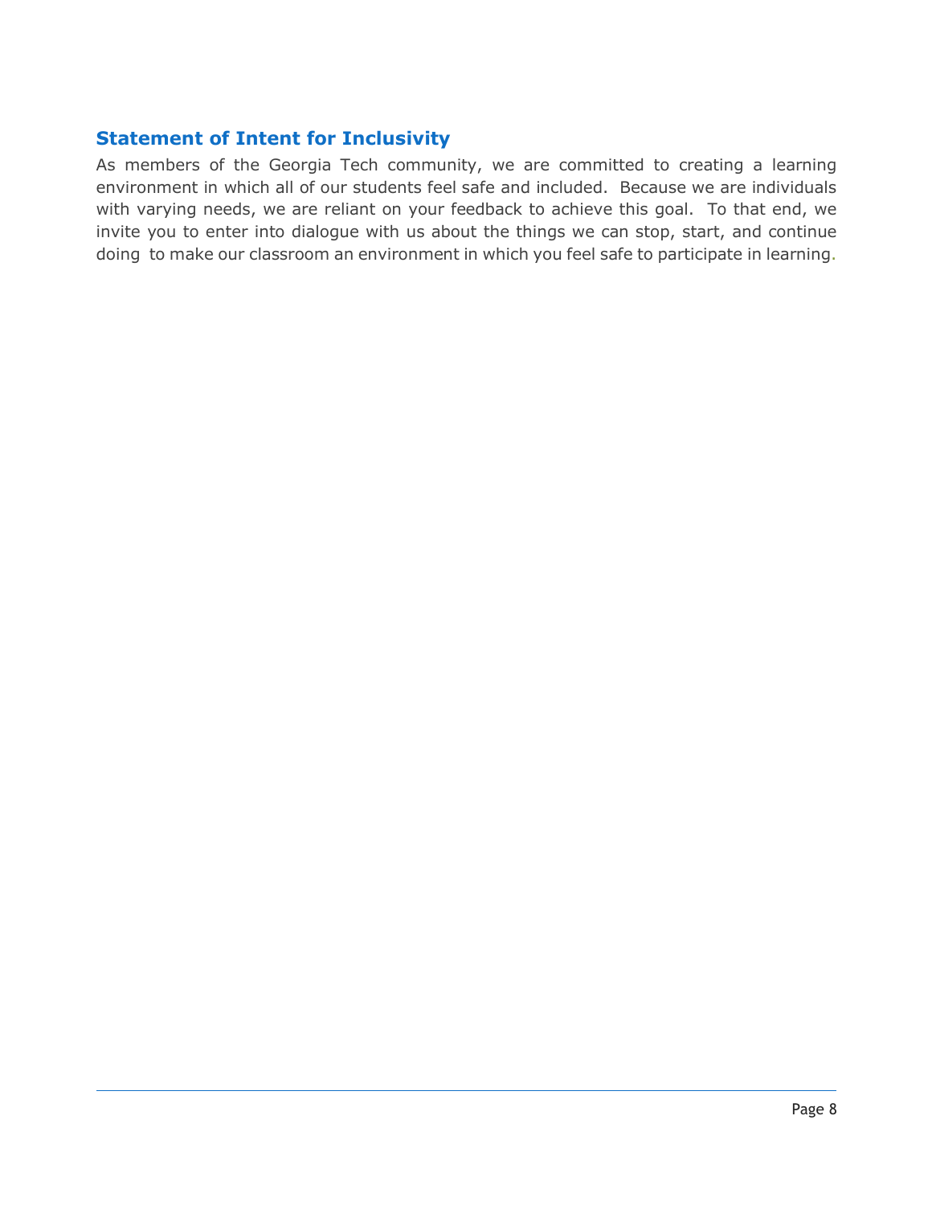## Statement of Intent for Inclusivity

As members of the Georgia Tech community, we are committed to creating a learning environment in which all of our students feel safe and included. Because we are individuals with varying needs, we are reliant on your feedback to achieve this goal. To that end, we invite you to enter into dialogue with us about the things we can stop, start, and continue doing to make our classroom an environment in which you feel safe to participate in learning.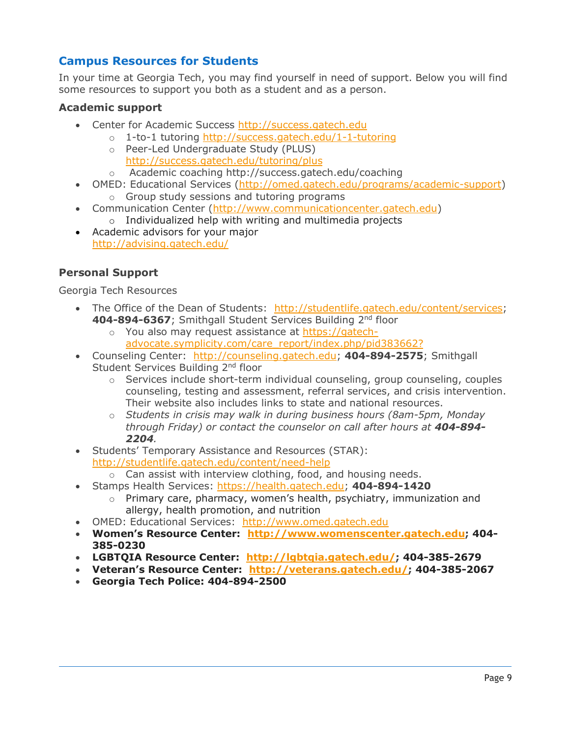## Campus Resources for Students

In your time at Georgia Tech, you may find yourself in need of support. Below you will find some resources to support you both as a student and as a person.

### Academic support

- Center for Academic Success http://success.gatech.edu
  - 1-to-1 tutoring http://success.gatech.edu/1-1-tutoring
  - Peer-Led Undergraduate Study (PLUS) http://success.gatech.edu/tutoring/plus
  - Academic coaching http://success.gatech.edu/coaching
- OMED: Educational Services (http://omed.gatech.edu/programs/academic-support)
  - Group study sessions and tutoring programs
- Communication Center (http://www.communicationcenter.gatech.edu)
  - Individualized help with writing and multimedia projects
- Academic advisors for your major http://advising.gatech.edu/

### Personal Support

Georgia Tech Resources

- The Office of the Dean of Students: http://studentlife.gatech.edu/content/services; **404-894-6367**; Smithgall Student Services Building 2nd floor
  - You also may request assistance at https://gatech-advocate.symplicity.com/care_report/index.php/pid383662?
- Counseling Center: http://counseling.gatech.edu; **404-894-2575**; Smithgall Student Services Building 2nd floor
  - Services include short-term individual counseling, group counseling, couples counseling, testing and assessment, referral services, and crisis intervention. Their website also includes links to state and national resources.
  - *Students in crisis may walk in during business hours (8am-5pm, Monday through Friday) or contact the counselor on call after hours at **404-894-2204**.*
- Students' Temporary Assistance and Resources (STAR): http://studentlife.gatech.edu/content/need-help
  - Can assist with interview clothing, food, and housing needs.
- Stamps Health Services: https://health.gatech.edu; **404-894-1420**
  - Primary care, pharmacy, women's health, psychiatry, immunization and allergy, health promotion, and nutrition
- OMED: Educational Services: http://www.omed.gatech.edu
- **Women's Resource Center: http://www.womenscenter.gatech.edu; 404-385-0230**
- **LGBTQIA Resource Center: http://lgbtqia.gatech.edu/; 404-385-2679**
- **Veteran's Resource Center: http://veterans.gatech.edu/; 404-385-2067**
- **Georgia Tech Police: 404-894-2500**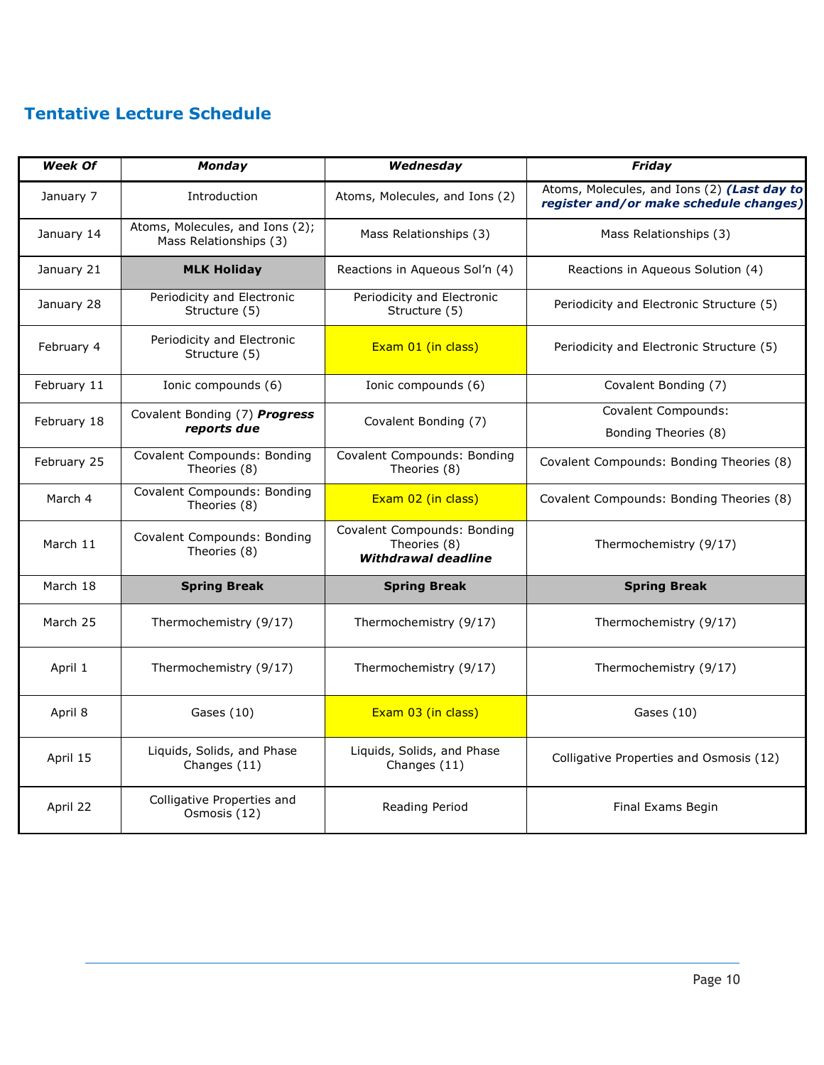## Tentative Lecture Schedule

| *Week Of* | *Monday* | *Wednesday* | *Friday* |
|---|---|---|---|
| January 7 | Introduction | Atoms, Molecules, and Ions (2) | Atoms, Molecules, and Ions (2) ***(Last day to register and/or make schedule changes)*** |
| January 14 | Atoms, Molecules, and Ions (2); Mass Relationships (3) | Mass Relationships (3) | Mass Relationships (3) |
| January 21 | **MLK Holiday** | Reactions in Aqueous Sol'n (4) | Reactions in Aqueous Solution (4) |
| January 28 | Periodicity and Electronic Structure (5) | Periodicity and Electronic Structure (5) | Periodicity and Electronic Structure (5) |
| February 4 | Periodicity and Electronic Structure (5) | Exam 01 (in class) | Periodicity and Electronic Structure (5) |
| February 11 | Ionic compounds (6) | Ionic compounds (6) | Covalent Bonding (7) |
| February 18 | Covalent Bonding (7) ***Progress reports due*** | Covalent Bonding (7) | Covalent Compounds: Bonding Theories (8) |
| February 25 | Covalent Compounds: Bonding Theories (8) | Covalent Compounds: Bonding Theories (8) | Covalent Compounds: Bonding Theories (8) |
| March 4 | Covalent Compounds: Bonding Theories (8) | Exam 02 (in class) | Covalent Compounds: Bonding Theories (8) |
| March 11 | Covalent Compounds: Bonding Theories (8) | Covalent Compounds: Bonding Theories (8) ***Withdrawal deadline*** | Thermochemistry (9/17) |
| March 18 | **Spring Break** | **Spring Break** | **Spring Break** |
| March 25 | Thermochemistry (9/17) | Thermochemistry (9/17) | Thermochemistry (9/17) |
| April 1 | Thermochemistry (9/17) | Thermochemistry (9/17) | Thermochemistry (9/17) |
| April 8 | Gases (10) | Exam 03 (in class) | Gases (10) |
| April 15 | Liquids, Solids, and Phase Changes (11) | Liquids, Solids, and Phase Changes (11) | Colligative Properties and Osmosis (12) |
| April 22 | Colligative Properties and Osmosis (12) | Reading Period | Final Exams Begin |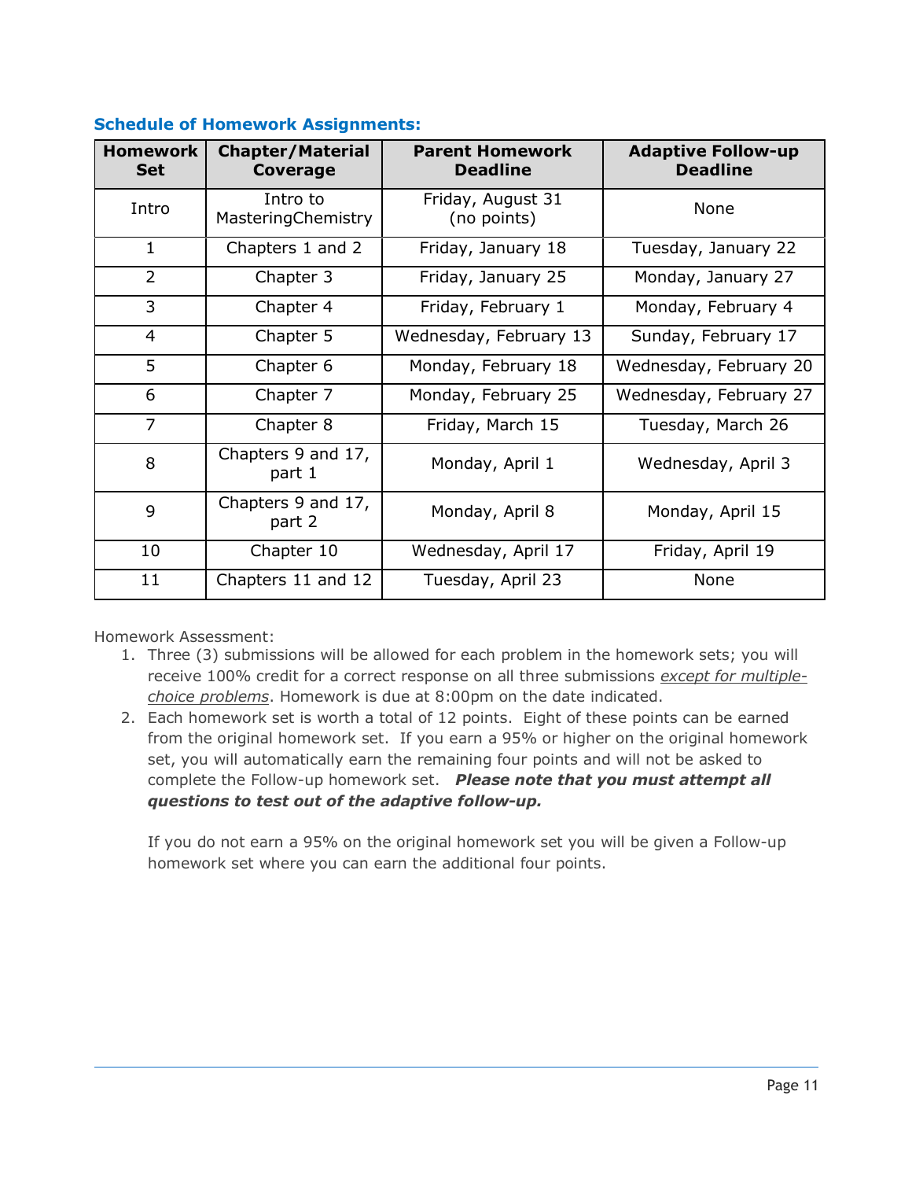### Schedule of Homework Assignments:

| Homework Set | Chapter/Material Coverage | Parent Homework Deadline | Adaptive Follow-up Deadline |
|---|---|---|---|
| Intro | Intro to MasteringChemistry | Friday, August 31 (no points) | None |
| 1 | Chapters 1 and 2 | Friday, January 18 | Tuesday, January 22 |
| 2 | Chapter 3 | Friday, January 25 | Monday, January 27 |
| 3 | Chapter 4 | Friday, February 1 | Monday, February 4 |
| 4 | Chapter 5 | Wednesday, February 13 | Sunday, February 17 |
| 5 | Chapter 6 | Monday, February 18 | Wednesday, February 20 |
| 6 | Chapter 7 | Monday, February 25 | Wednesday, February 27 |
| 7 | Chapter 8 | Friday, March 15 | Tuesday, March 26 |
| 8 | Chapters 9 and 17, part 1 | Monday, April 1 | Wednesday, April 3 |
| 9 | Chapters 9 and 17, part 2 | Monday, April 8 | Monday, April 15 |
| 10 | Chapter 10 | Wednesday, April 17 | Friday, April 19 |
| 11 | Chapters 11 and 12 | Tuesday, April 23 | None |

Homework Assessment:

1. Three (3) submissions will be allowed for each problem in the homework sets; you will receive 100% credit for a correct response on all three submissions *except for multiple-choice problems*. Homework is due at 8:00pm on the date indicated.
2. Each homework set is worth a total of 12 points. Eight of these points can be earned from the original homework set. If you earn a 95% or higher on the original homework set, you will automatically earn the remaining four points and will not be asked to complete the Follow-up homework set. ***Please note that you must attempt all questions to test out of the adaptive follow-up.***

   If you do not earn a 95% on the original homework set you will be given a Follow-up homework set where you can earn the additional four points.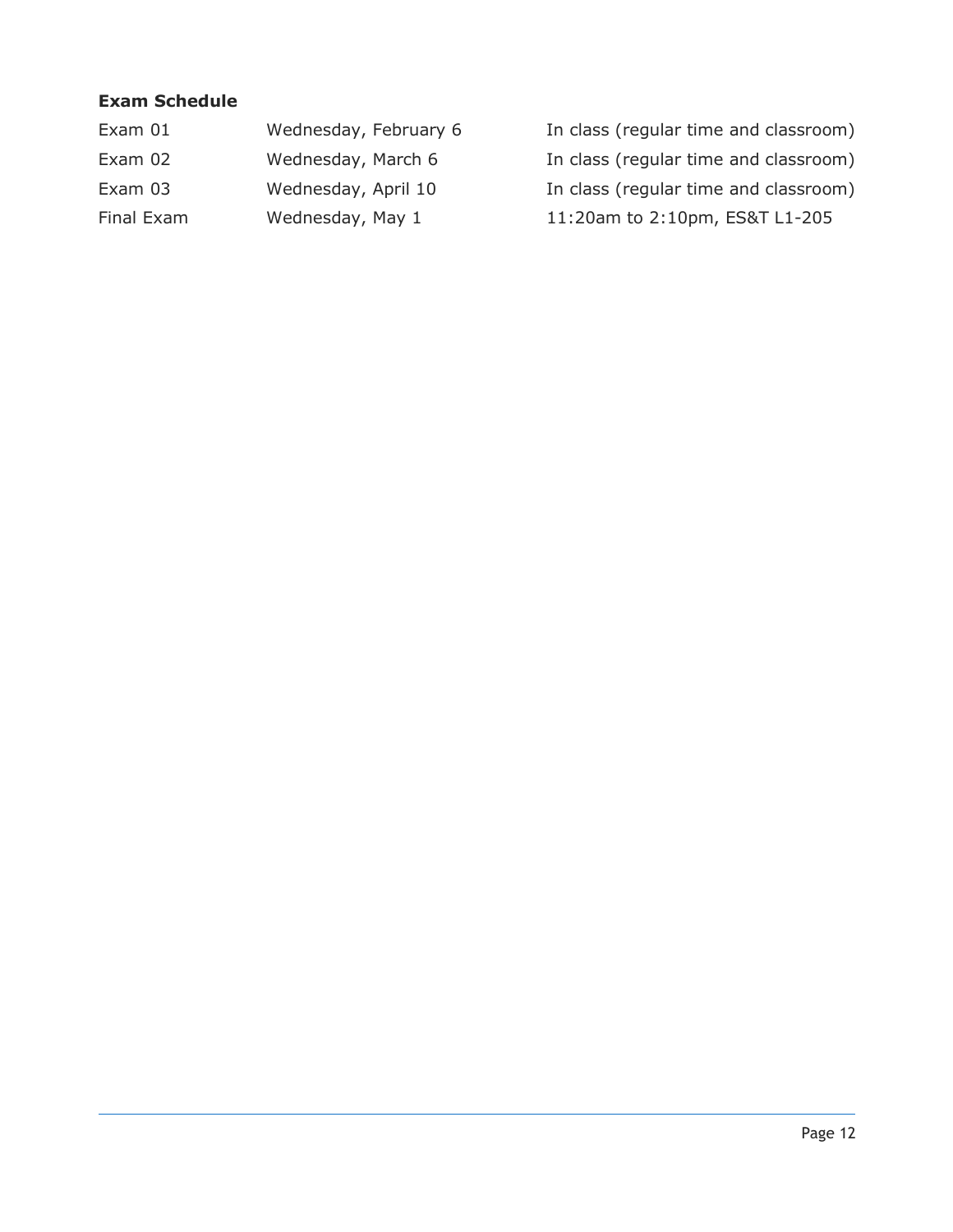**Exam Schedule**

| | | |
|---|---|---|
| Exam 01 | Wednesday, February 6 | In class (regular time and classroom) |
| Exam 02 | Wednesday, March 6 | In class (regular time and classroom) |
| Exam 03 | Wednesday, April 10 | In class (regular time and classroom) |
| Final Exam | Wednesday, May 1 | 11:20am to 2:10pm, ES&T L1-205 |